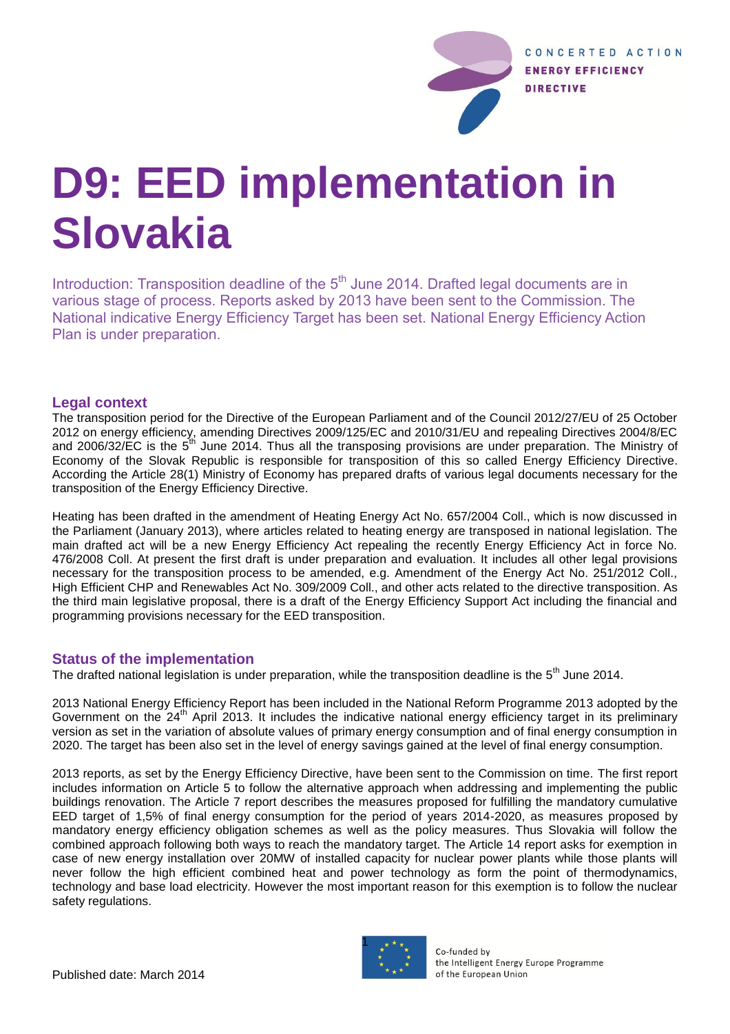# D9: EED implementation in Slovakia

Introduction: Transposition deadline of the 5th June 2014. Drafted legal documents are in various stage of process. Reports asked by 2013 have been sent to the Commission. The National indicative Energy Efficiency Target has been set. National Energy Efficiency Action Plan is under preparation.

## Legal context

The transposition period for the Directive of the European Parliament and of the Council 2012/27/EU of 25 October 2012 on energy efficiency, amending Directives 2009/125/EC and 2010/31/EU and repealing Directives 2004/8/EC and 2006/32/EC is the 5th June 2014. Thus all the transposing provisions are under preparation. The Ministry of Economy of the Slovak Republic is responsible for transposition of this so called Energy Efficiency Directive. According the Article 28(1) Ministry of Economy has prepared drafts of various legal documents necessary for the transposition of the Energy Efficiency Directive.

Heating has been drafted in the amendment of Heating Energy Act No. 657/2004 Coll., which is now discussed in the Parliament (January 2013), where articles related to heating energy are transposed in national legislation. The main drafted act will be a new Energy Efficiency Act repealing the recently Energy Efficiency Act in force No. 476/2008 Coll. At present the first draft is under preparation and evaluation. It includes all other legal provisions necessary for the transposition process to be amended, e.g. Amendment of the Energy Act No. 251/2012 Coll., High Efficient CHP and Renewables Act No. 309/2009 Coll., and other acts related to the directive transposition. As the third main legislative proposal, there is a draft of the Energy Efficiency Support Act including the financial and programming provisions necessary for the EED transposition.

## Status of the implementation

The drafted national legislation is under preparation, while the transposition deadline is the 5th June 2014.

2013 National Energy Efficiency Report has been included in the National Reform Programme 2013 adopted by the Government on the 24th April 2013. It includes the indicative national energy efficiency target in its preliminary version as set in the variation of absolute values of primary energy consumption and of final energy consumption in 2020. The target has been also set in the level of energy savings gained at the level of final energy consumption.

2013 reports, as set by the Energy Efficiency Directive, have been sent to the Commission on time. The first report includes information on Article 5 to follow the alternative approach when addressing and implementing the public buildings renovation. The Article 7 report describes the measures proposed for fulfilling the mandatory cumulative EED target of 1,5% of final energy consumption for the period of years 2014-2020, as measures proposed by mandatory energy efficiency obligation schemes as well as the policy measures. Thus Slovakia will follow the combined approach following both ways to reach the mandatory target. The Article 14 report asks for exemption in case of new energy installation over 20MW of installed capacity for nuclear power plants while those plants will never follow the high efficient combined heat and power technology as form the point of thermodynamics, technology and base load electricity. However the most important reason for this exemption is to follow the nuclear safety regulations.

Published date: March 2014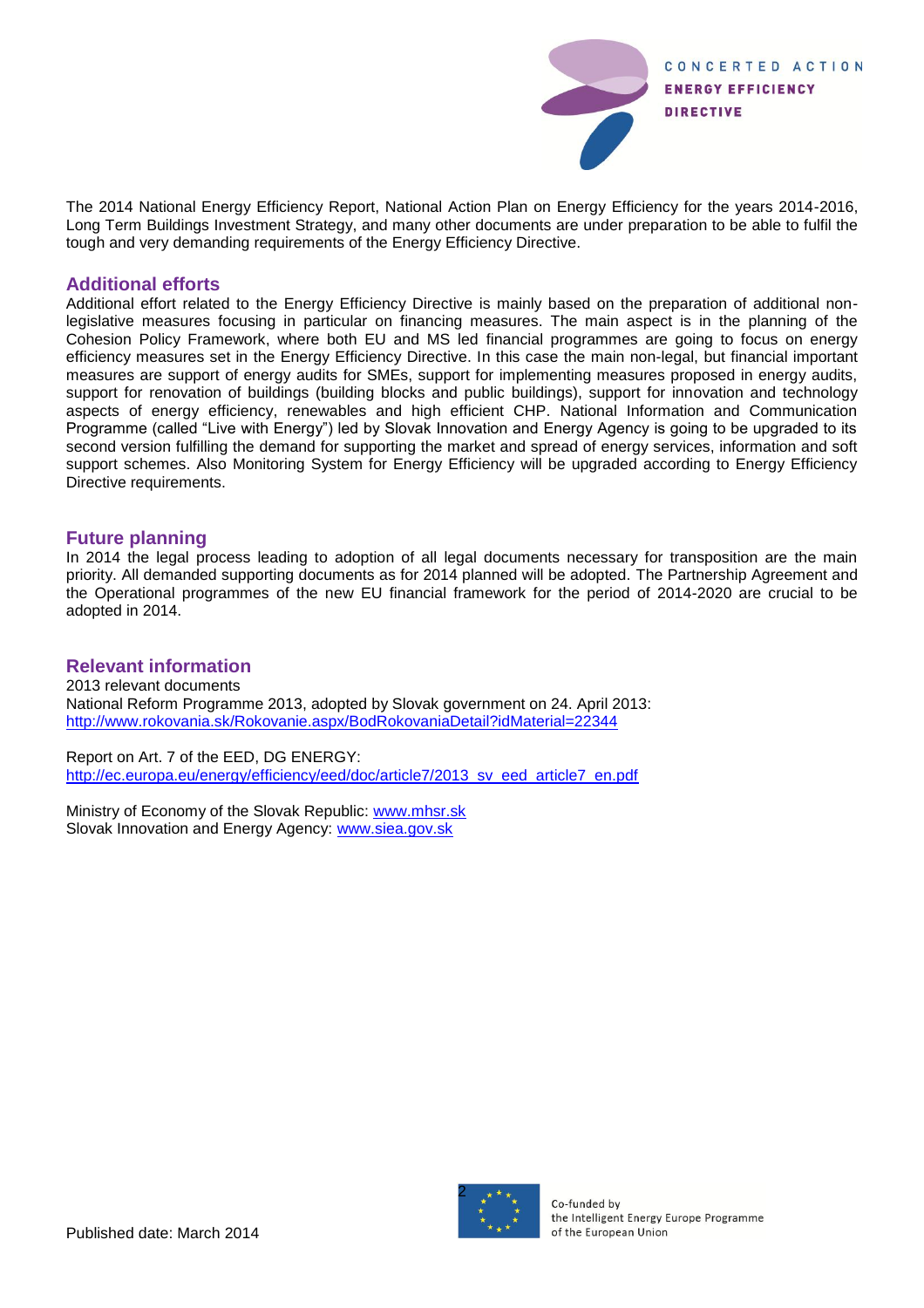The 2014 National Energy Efficiency Report, National Action Plan on Energy Efficiency for the years 2014-2016, Long Term Buildings Investment Strategy, and many other documents are under preparation to be able to fulfil the tough and very demanding requirements of the Energy Efficiency Directive.

## Additional efforts

Additional effort related to the Energy Efficiency Directive is mainly based on the preparation of additional non-legislative measures focusing in particular on financing measures. The main aspect is in the planning of the Cohesion Policy Framework, where both EU and MS led financial programmes are going to focus on energy efficiency measures set in the Energy Efficiency Directive. In this case the main non-legal, but financial important measures are support of energy audits for SMEs, support for implementing measures proposed in energy audits, support for renovation of buildings (building blocks and public buildings), support for innovation and technology aspects of energy efficiency, renewables and high efficient CHP. National Information and Communication Programme (called "Live with Energy") led by Slovak Innovation and Energy Agency is going to be upgraded to its second version fulfilling the demand for supporting the market and spread of energy services, information and soft support schemes. Also Monitoring System for Energy Efficiency will be upgraded according to Energy Efficiency Directive requirements.

## Future planning

In 2014 the legal process leading to adoption of all legal documents necessary for transposition are the main priority. All demanded supporting documents as for 2014 planned will be adopted. The Partnership Agreement and the Operational programmes of the new EU financial framework for the period of 2014-2020 are crucial to be adopted in 2014.

## Relevant information

2013 relevant documents
National Reform Programme 2013, adopted by Slovak government on 24. April 2013:
http://www.rokovania.sk/Rokovanie.aspx/BodRokovaniaDetail?idMaterial=22344

Report on Art. 7 of the EED, DG ENERGY:
http://ec.europa.eu/energy/efficiency/eed/doc/article7/2013_sv_eed_article7_en.pdf

Ministry of Economy of the Slovak Republic: www.mhsr.sk
Slovak Innovation and Energy Agency: www.siea.gov.sk

Published date: March 2014